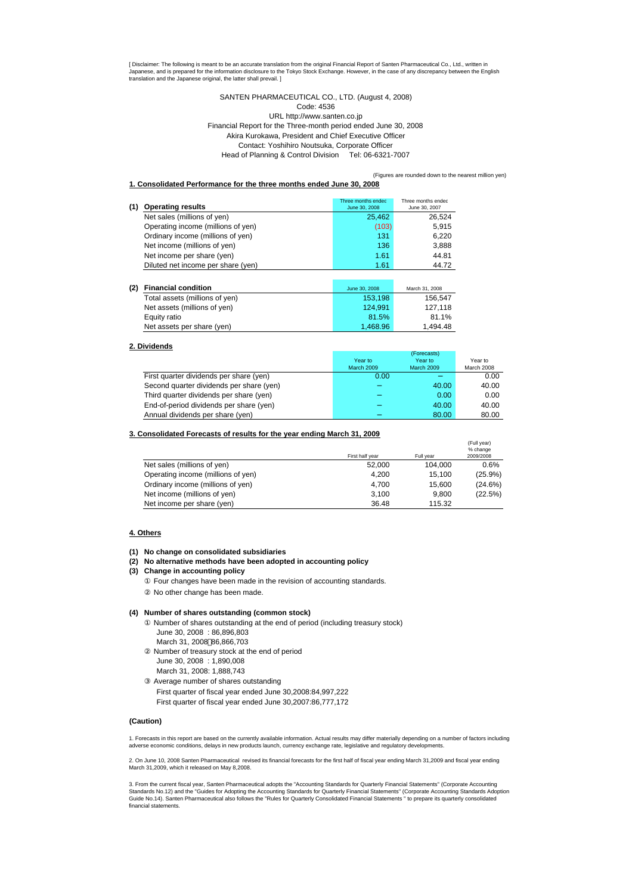[ Disclaimer: The following is meant to be an accurate translation from the original Financial Report of Santen Pharmaceutical Co., Ltd., written in Japanese, and is prepared for the information disclosure to the Tokyo Stock Exchange. However, in the case of any discrepancy between the English translation and the Japanese original, the latter shall prevail. ]

SANTEN PHARMACEUTICAL CO., LTD. (August 4, 2008)
Code: 4536
URL http://www.santen.co.jp
Financial Report for the Three-month period ended June 30, 2008
Akira Kurokawa, President and Chief Executive Officer
Contact: Yoshihiro Noutsuka, Corporate Officer
Head of Planning & Control Division Tel: 06-6321-7007

(Figures are rounded down to the nearest million yen)

## 1. Consolidated Performance for the three months ended June 30, 2008

| (1) Operating results | Three months ended June 30, 2008 | Three months ended June 30, 2007 |
|---|---|---|
| Net sales (millions of yen) | 25,462 | 26,524 |
| Operating income (millions of yen) | (103) | 5,915 |
| Ordinary income (millions of yen) | 131 | 6,220 |
| Net income (millions of yen) | 136 | 3,888 |
| Net income per share (yen) | 1.61 | 44.81 |
| Diluted net income per share (yen) | 1.61 | 44.72 |

| (2) Financial condition | June 30, 2008 | March 31, 2008 |
|---|---|---|
| Total assets (millions of yen) | 153,198 | 156,547 |
| Net assets (millions of yen) | 124,991 | 127,118 |
| Equity ratio | 81.5% | 81.1% |
| Net assets per share (yen) | 1,468.96 | 1,494.48 |

## 2. Dividends

| | Year to March 2009 | (Forecasts) Year to March 2009 | Year to March 2008 |
|---|---|---|---|
| First quarter dividends per share (yen) | 0.00 | – | 0.00 |
| Second quarter dividends per share (yen) | – | 40.00 | 40.00 |
| Third quarter dividends per share (yen) | – | 0.00 | 0.00 |
| End-of-period dividends per share (yen) | – | 40.00 | 40.00 |
| Annual dividends per share (yen) | – | 80.00 | 80.00 |

## 3. Consolidated Forecasts of results for the year ending March 31, 2009

| | First half year | Full year | (Full year) % change 2009/2008 |
|---|---|---|---|
| Net sales (millions of yen) | 52,000 | 104,000 | 0.6% |
| Operating income (millions of yen) | 4,200 | 15,100 | (25.9%) |
| Ordinary income (millions of yen) | 4,700 | 15,600 | (24.6%) |
| Net income (millions of yen) | 3,100 | 9,800 | (22.5%) |
| Net income per share (yen) | 36.48 | 115.32 | |

## 4. Others

**(1) No change on consolidated subsidiaries**

**(2) No alternative methods have been adopted in accounting policy**

**(3) Change in accounting policy**

① Four changes have been made in the revision of accounting standards.

② No other change has been made.

**(4) Number of shares outstanding (common stock)**

① Number of shares outstanding at the end of period (including treasury stock)
June 30, 2008 : 86,896,803
March 31, 2008：86,866,703

② Number of treasury stock at the end of period
June 30, 2008 : 1,890,008
March 31, 2008: 1,888,743

③ Average number of shares outstanding
First quarter of fiscal year ended June 30,2008:84,997,222
First quarter of fiscal year ended June 30,2007:86,777,172

**(Caution)**

1. Forecasts in this report are based on the currently available information. Actual results may differ materially depending on a number of factors including adverse economic conditions, delays in new products launch, currency exchange rate, legislative and regulatory developments.

2. On June 10, 2008 Santen Pharmaceutical revised its financial forecasts for the first half of fiscal year ending March 31,2009 and fiscal year ending March 31,2009, which it released on May 8,2008.

3. From the current fiscal year, Santen Pharmaceutical adopts the "Accounting Standards for Quarterly Financial Statements" (Corporate Accounting Standards No.12) and the "Guides for Adopting the Accounting Standards for Quarterly Financial Statements" (Corporate Accounting Standards Adoption Guide No.14). Santen Pharmaceutical also follows the "Rules for Quarterly Consolidated Financial Statements " to prepare its quarterly consolidated financial statements.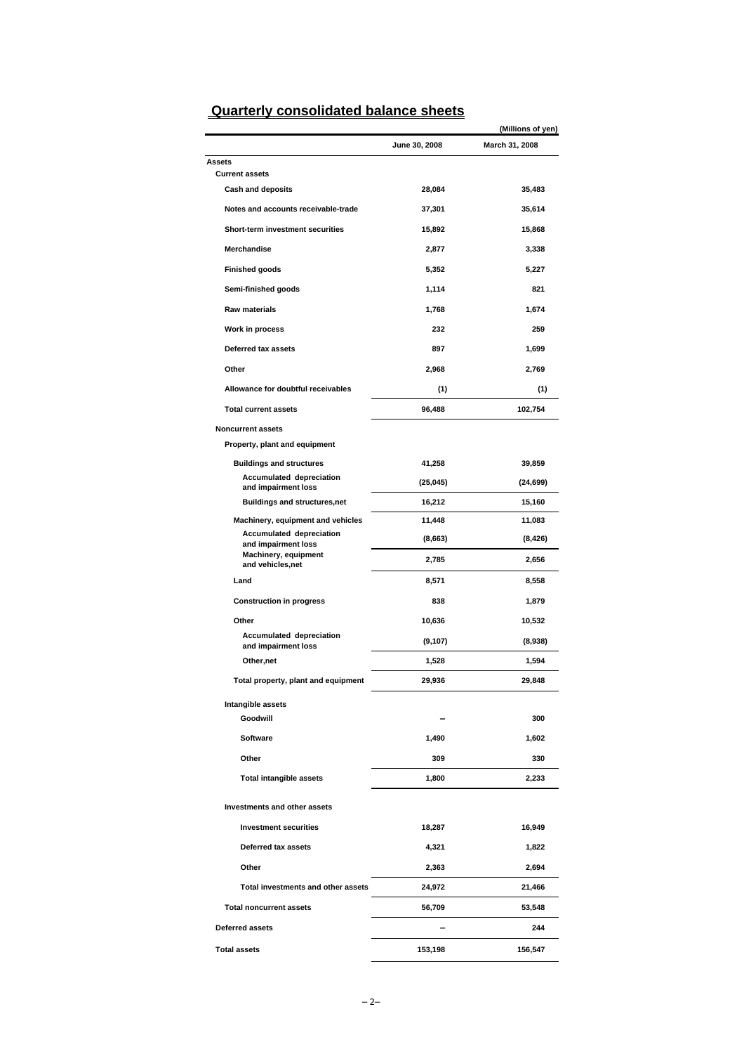## Quarterly consolidated balance sheets

(Millions of yen)

| | June 30, 2008 | March 31, 2008 |
|---|---|---|
| **Assets** | | |
| Current assets | | |
| Cash and deposits | 28,084 | 35,483 |
| Notes and accounts receivable-trade | 37,301 | 35,614 |
| Short-term investment securities | 15,892 | 15,868 |
| Merchandise | 2,877 | 3,338 |
| Finished goods | 5,352 | 5,227 |
| Semi-finished goods | 1,114 | 821 |
| Raw materials | 1,768 | 1,674 |
| Work in process | 232 | 259 |
| Deferred tax assets | 897 | 1,699 |
| Other | 2,968 | 2,769 |
| Allowance for doubtful receivables | (1) | (1) |
| Total current assets | 96,488 | 102,754 |
| Noncurrent assets | | |
| Property, plant and equipment | | |
| Buildings and structures | 41,258 | 39,859 |
| Accumulated depreciation and impairment loss | (25,045) | (24,699) |
| Buildings and structures,net | 16,212 | 15,160 |
| Machinery, equipment and vehicles | 11,448 | 11,083 |
| Accumulated depreciation and impairment loss | (8,663) | (8,426) |
| Machinery, equipment and vehicles,net | 2,785 | 2,656 |
| Land | 8,571 | 8,558 |
| Construction in progress | 838 | 1,879 |
| Other | 10,636 | 10,532 |
| Accumulated depreciation and impairment loss | (9,107) | (8,938) |
| Other,net | 1,528 | 1,594 |
| Total property, plant and equipment | 29,936 | 29,848 |
| Intangible assets | | |
| Goodwill | – | 300 |
| Software | 1,490 | 1,602 |
| Other | 309 | 330 |
| Total intangible assets | 1,800 | 2,233 |
| Investments and other assets | | |
| Investment securities | 18,287 | 16,949 |
| Deferred tax assets | 4,321 | 1,822 |
| Other | 2,363 | 2,694 |
| Total investments and other assets | 24,972 | 21,466 |
| Total noncurrent assets | 56,709 | 53,548 |
| Deferred assets | – | 244 |
| Total assets | 153,198 | 156,547 |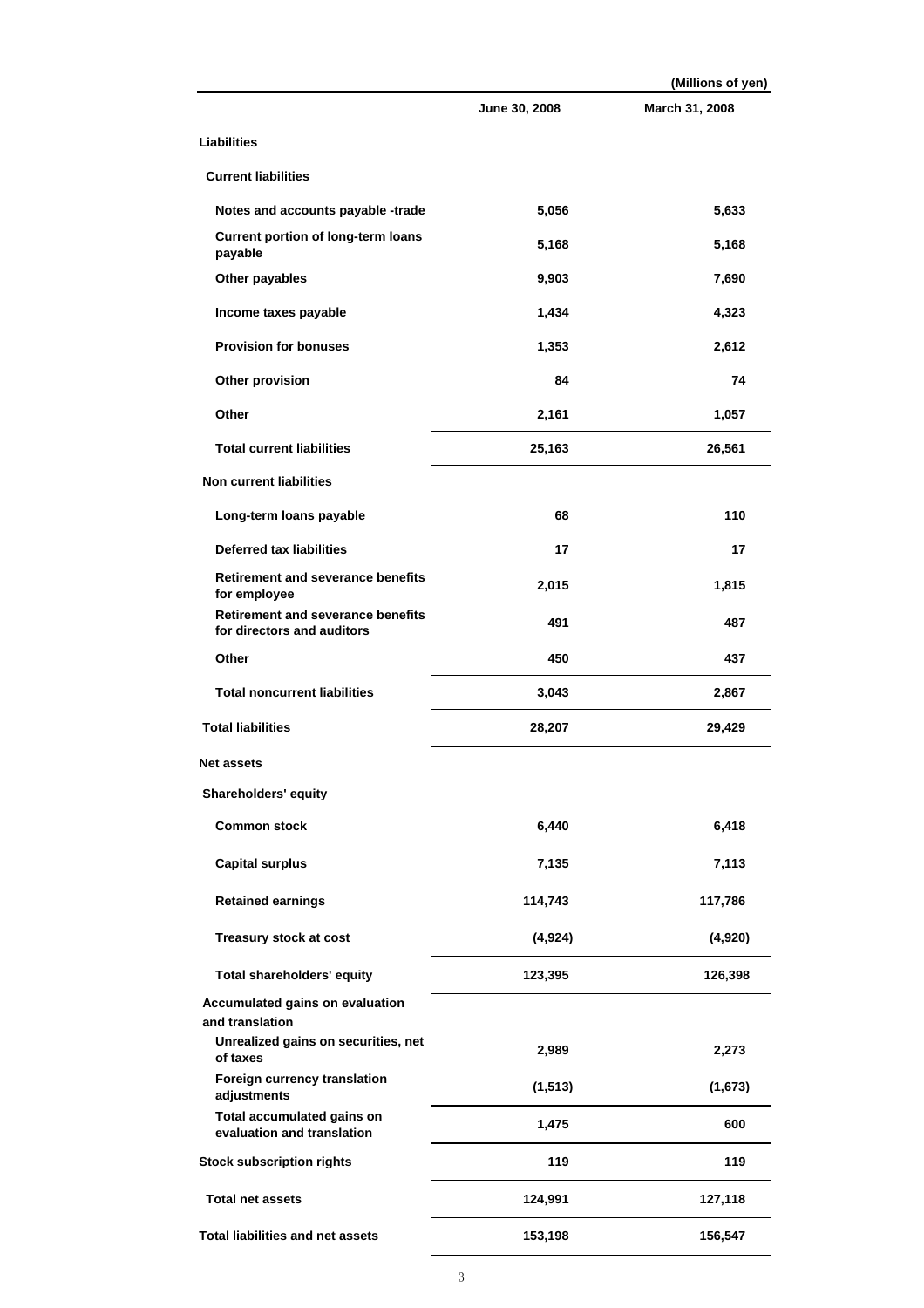(Millions of yen)

| | June 30, 2008 | March 31, 2008 |
|---|---|---|
| **Liabilities** | | |
| **Current liabilities** | | |
| Notes and accounts payable -trade | 5,056 | 5,633 |
| Current portion of long-term loans payable | 5,168 | 5,168 |
| Other payables | 9,903 | 7,690 |
| Income taxes payable | 1,434 | 4,323 |
| Provision for bonuses | 1,353 | 2,612 |
| Other provision | 84 | 74 |
| Other | 2,161 | 1,057 |
| Total current liabilities | 25,163 | 26,561 |
| **Non current liabilities** | | |
| Long-term loans payable | 68 | 110 |
| Deferred tax liabilities | 17 | 17 |
| Retirement and severance benefits for employee | 2,015 | 1,815 |
| Retirement and severance benefits for directors and auditors | 491 | 487 |
| Other | 450 | 437 |
| Total noncurrent liabilities | 3,043 | 2,867 |
| **Total liabilities** | 28,207 | 29,429 |
| **Net assets** | | |
| **Shareholders' equity** | | |
| Common stock | 6,440 | 6,418 |
| Capital surplus | 7,135 | 7,113 |
| Retained earnings | 114,743 | 117,786 |
| Treasury stock at cost | (4,924) | (4,920) |
| Total shareholders' equity | 123,395 | 126,398 |
| **Accumulated gains on evaluation and translation** | | |
| Unrealized gains on securities, net of taxes | 2,989 | 2,273 |
| Foreign currency translation adjustments | (1,513) | (1,673) |
| Total accumulated gains on evaluation and translation | 1,475 | 600 |
| **Stock subscription rights** | 119 | 119 |
| **Total net assets** | 124,991 | 127,118 |
| **Total liabilities and net assets** | 153,198 | 156,547 |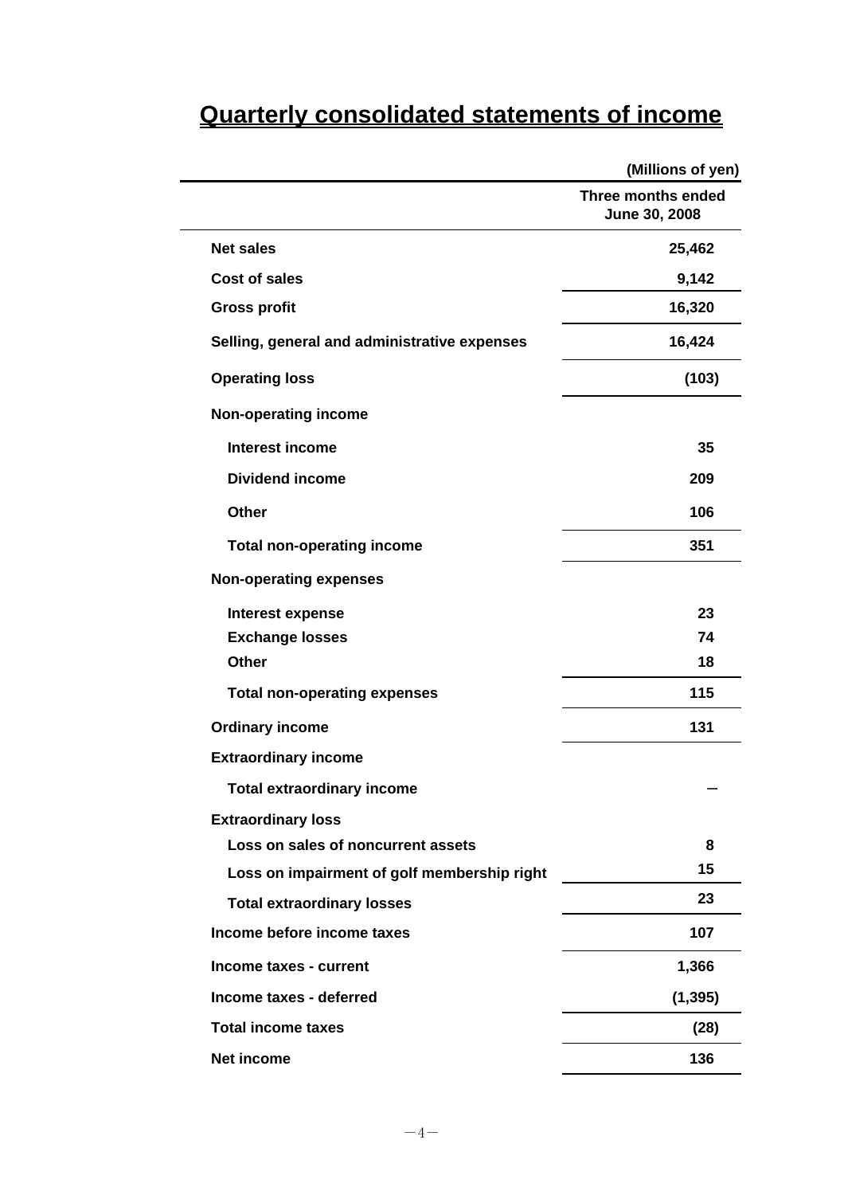# Quarterly consolidated statements of income

(Millions of yen)

| | Three months ended June 30, 2008 |
|---|---|
| **Net sales** | 25,462 |
| **Cost of sales** | 9,142 |
| **Gross profit** | 16,320 |
| **Selling, general and administrative expenses** | 16,424 |
| **Operating loss** | (103) |
| **Non-operating income** | |
| Interest income | 35 |
| Dividend income | 209 |
| Other | 106 |
| Total non-operating income | 351 |
| **Non-operating expenses** | |
| Interest expense | 23 |
| Exchange losses | 74 |
| Other | 18 |
| Total non-operating expenses | 115 |
| **Ordinary income** | 131 |
| **Extraordinary income** | |
| Total extraordinary income | – |
| **Extraordinary loss** | |
| Loss on sales of noncurrent assets | 8 |
| Loss on impairment of golf membership right | 15 |
| Total extraordinary losses | 23 |
| **Income before income taxes** | 107 |
| **Income taxes - current** | 1,366 |
| **Income taxes - deferred** | (1,395) |
| **Total income taxes** | (28) |
| **Net income** | 136 |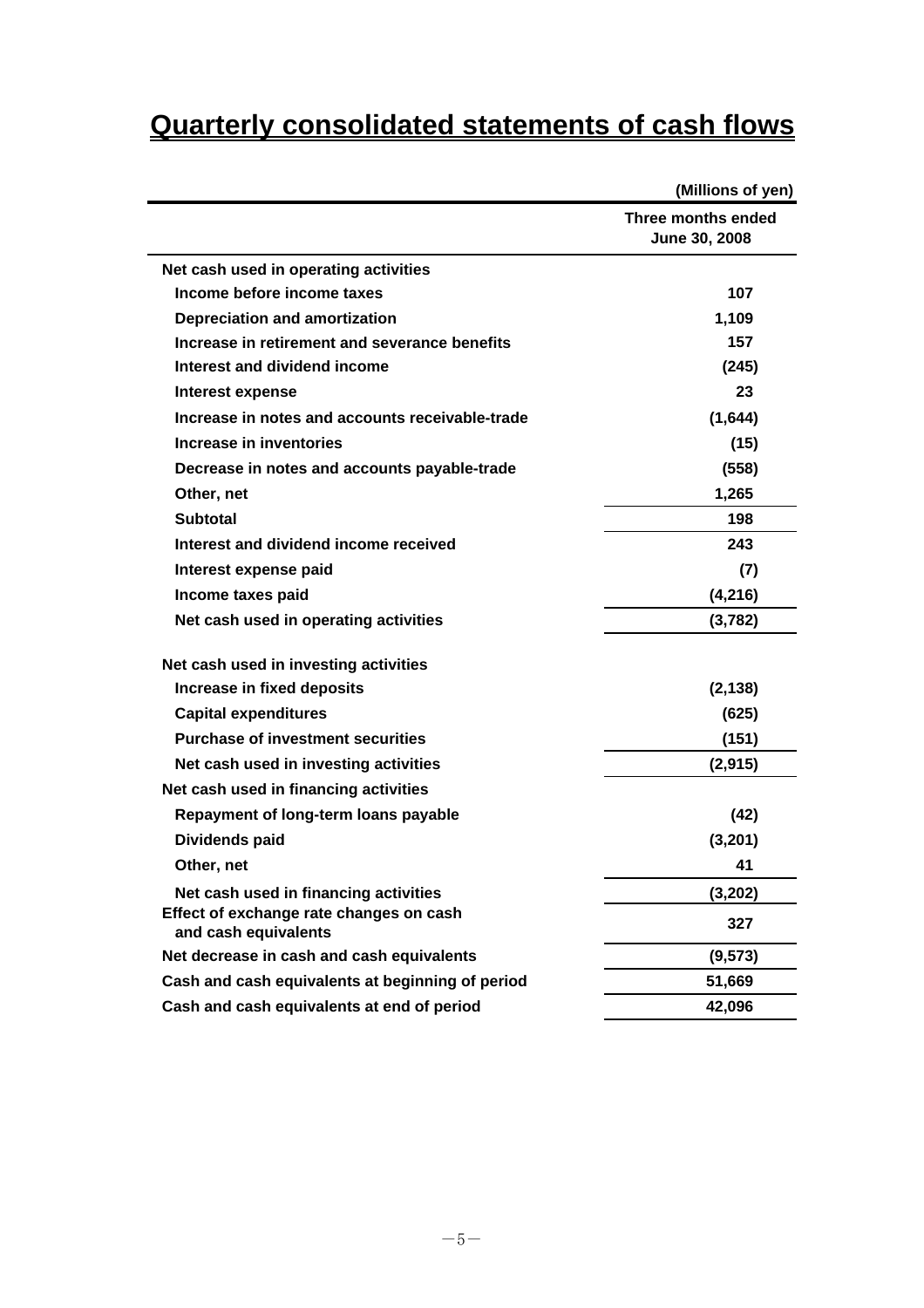# Quarterly consolidated statements of cash flows

(Millions of yen)

| | Three months ended June 30, 2008 |
|---|---|
| **Net cash used in operating activities** | |
| Income before income taxes | 107 |
| Depreciation and amortization | 1,109 |
| Increase in retirement and severance benefits | 157 |
| Interest and dividend income | (245) |
| Interest expense | 23 |
| Increase in notes and accounts receivable-trade | (1,644) |
| Increase in inventories | (15) |
| Decrease in notes and accounts payable-trade | (558) |
| Other, net | 1,265 |
| Subtotal | 198 |
| Interest and dividend income received | 243 |
| Interest expense paid | (7) |
| Income taxes paid | (4,216) |
| Net cash used in operating activities | (3,782) |
| **Net cash used in investing activities** | |
| Increase in fixed deposits | (2,138) |
| Capital expenditures | (625) |
| Purchase of investment securities | (151) |
| Net cash used in investing activities | (2,915) |
| **Net cash used in financing activities** | |
| Repayment of long-term loans payable | (42) |
| Dividends paid | (3,201) |
| Other, net | 41 |
| Net cash used in financing activities | (3,202) |
| Effect of exchange rate changes on cash and cash equivalents | 327 |
| Net decrease in cash and cash equivalents | (9,573) |
| Cash and cash equivalents at beginning of period | 51,669 |
| Cash and cash equivalents at end of period | 42,096 |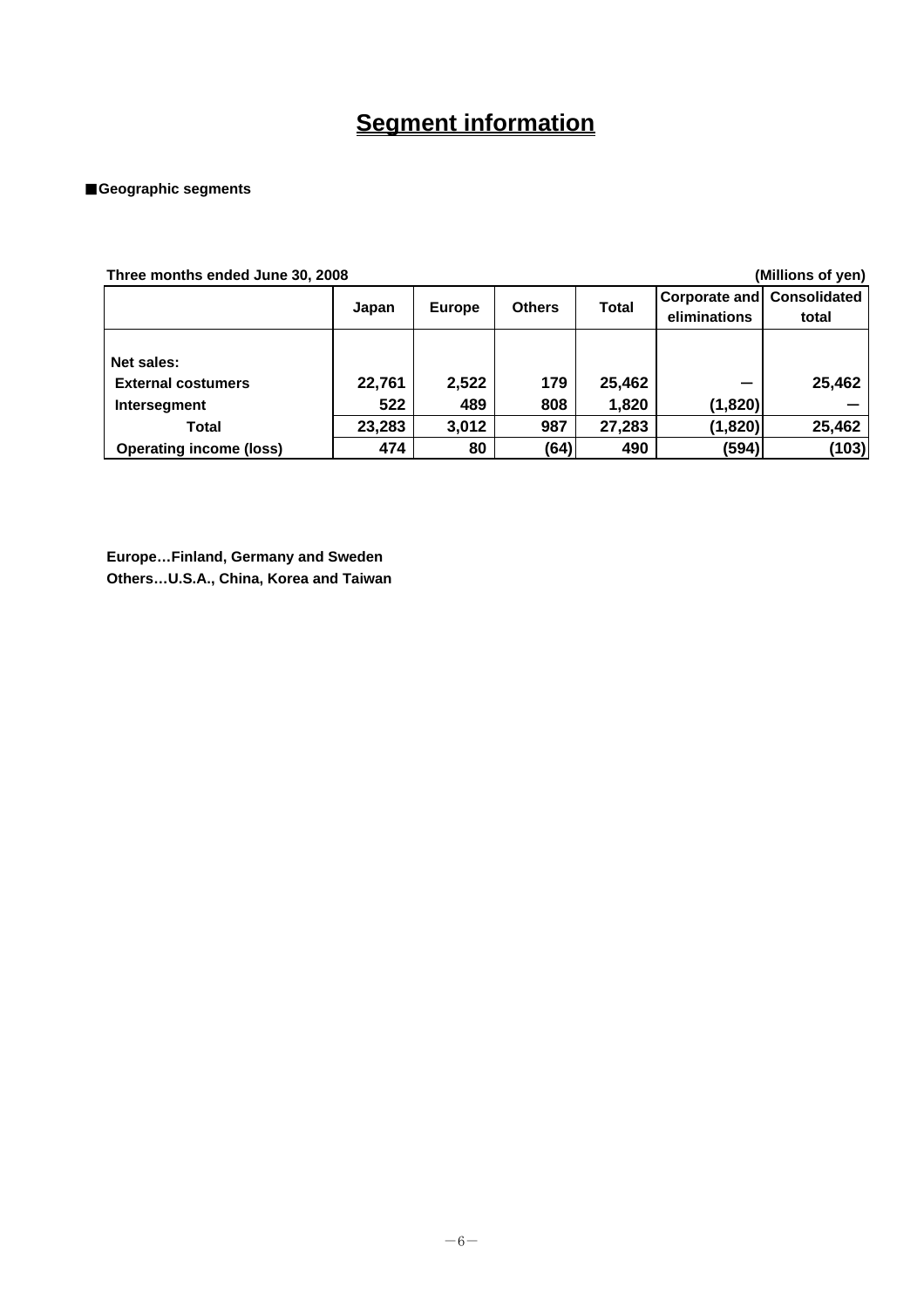# Segment information

■**Geographic segments**

**Three months ended June 30, 2008** **(Millions of yen)**

| | Japan | Europe | Others | Total | Corporate and eliminations | Consolidated total |
|---|---|---|---|---|---|---|
| **Net sales:** | | | | | | |
| **External costumers** | 22,761 | 2,522 | 179 | 25,462 | ー | 25,462 |
| **Intersegment** | 522 | 489 | 808 | 1,820 | (1,820) | ー |
| **Total** | 23,283 | 3,012 | 987 | 27,283 | (1,820) | 25,462 |
| **Operating income (loss)** | 474 | 80 | (64) | 490 | (594) | (103) |

**Europe…Finland, Germany and Sweden**
**Others…U.S.A., China, Korea and Taiwan**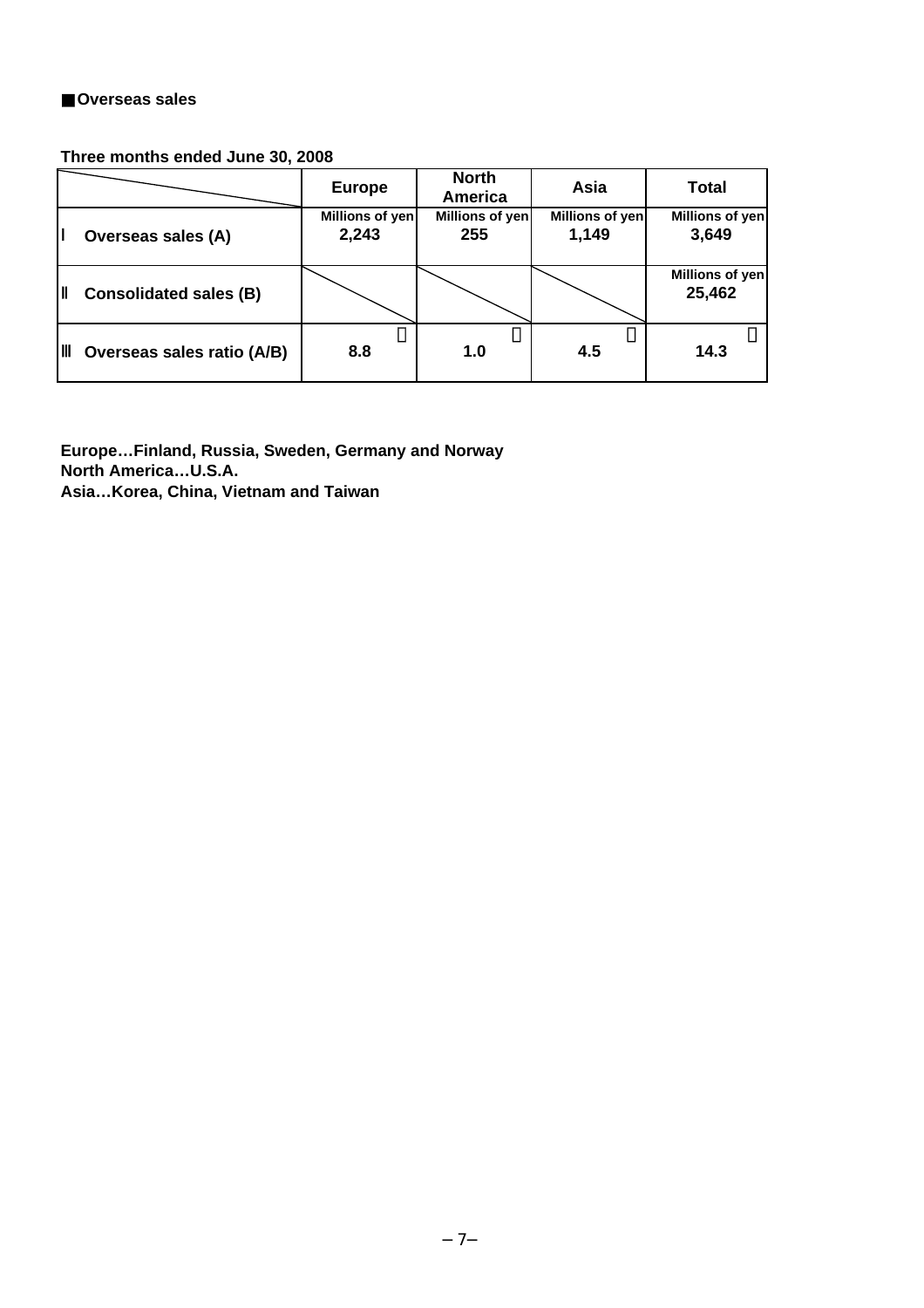■Overseas sales

**Three months ended June 30, 2008**

| | Europe | North America | Asia | Total |
|---|---|---|---|---|
| Ⅰ Overseas sales (A) | Millions of yen 2,243 | Millions of yen 255 | Millions of yen 1,149 | Millions of yen 3,649 |
| Ⅱ Consolidated sales (B) | | | | Millions of yen 25,462 |
| Ⅲ Overseas sales ratio (A/B) | % 8.8 | % 1.0 | % 4.5 | % 14.3 |

**Europe…Finland, Russia, Sweden, Germany and Norway**
**North America…U.S.A.**
**Asia…Korea, China, Vietnam and Taiwan**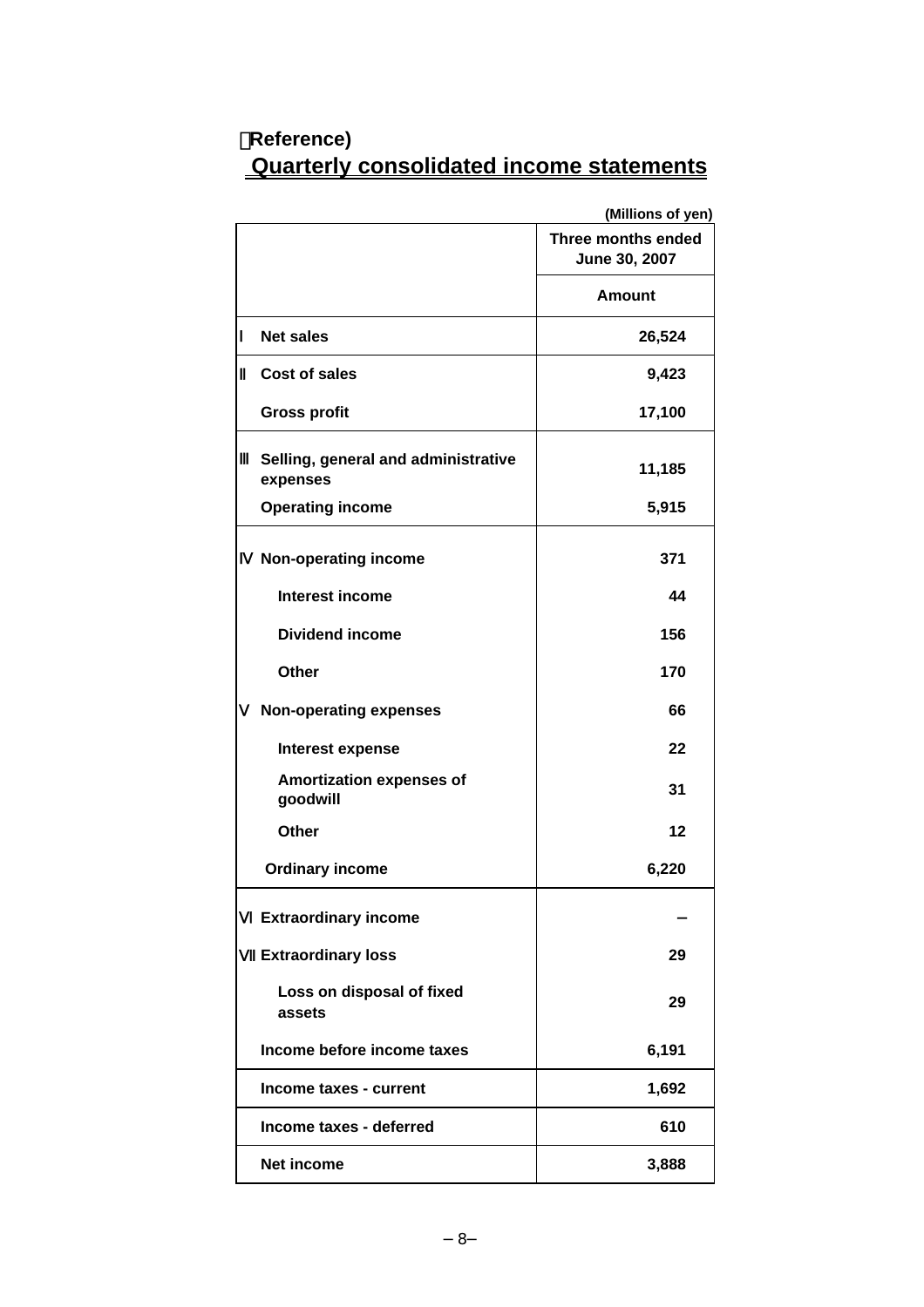(Reference)

# Quarterly consolidated income statements

(Millions of yen)

| | Three months ended June 30, 2007 |
|---|---|
| | Amount |
| Ⅰ Net sales | 26,524 |
| Ⅱ Cost of sales | 9,423 |
| Gross profit | 17,100 |
| Ⅲ Selling, general and administrative expenses | 11,185 |
| Operating income | 5,915 |
| Ⅳ Non-operating income | 371 |
| Interest income | 44 |
| Dividend income | 156 |
| Other | 170 |
| Ⅴ Non-operating expenses | 66 |
| Interest expense | 22 |
| Amortization expenses of goodwill | 31 |
| Other | 12 |
| Ordinary income | 6,220 |
| Ⅵ Extraordinary income | – |
| Ⅶ Extraordinary loss | 29 |
| Loss on disposal of fixed assets | 29 |
| Income before income taxes | 6,191 |
| Income taxes - current | 1,692 |
| Income taxes - deferred | 610 |
| Net income | 3,888 |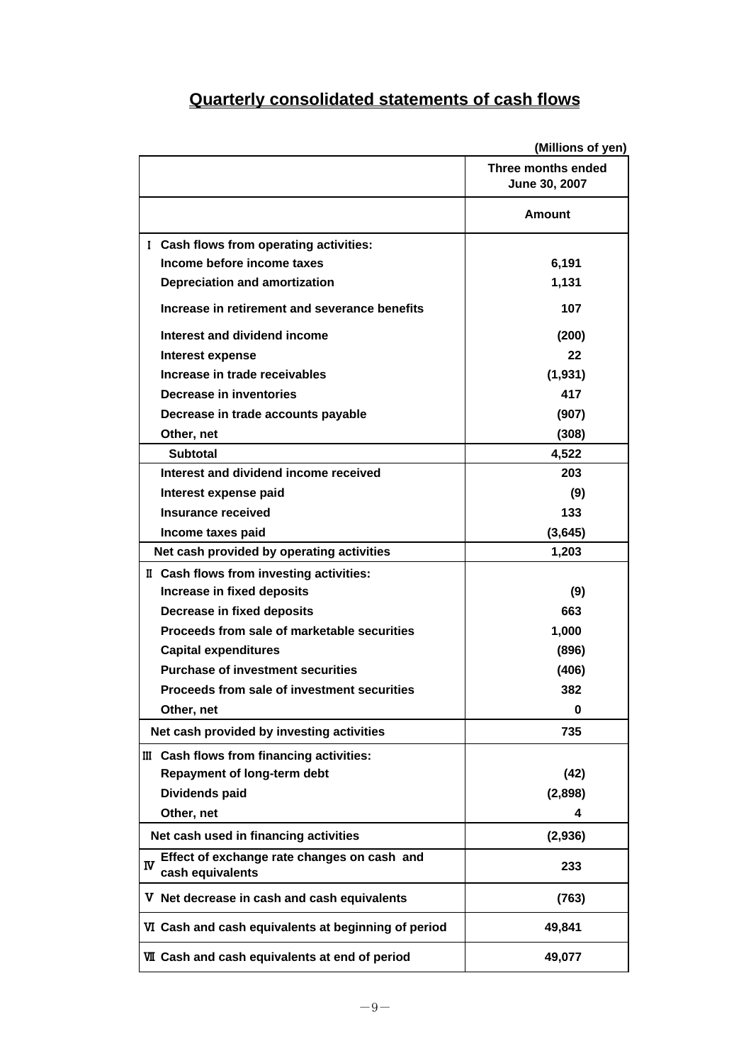## Quarterly consolidated statements of cash flows

(Millions of yen)

| | Three months ended June 30, 2007 |
|---|---|
| | Amount |
| Ⅰ Cash flows from operating activities: | |
| Income before income taxes | 6,191 |
| Depreciation and amortization | 1,131 |
| Increase in retirement and severance benefits | 107 |
| Interest and dividend income | (200) |
| Interest expense | 22 |
| Increase in trade receivables | (1,931) |
| Decrease in inventories | 417 |
| Decrease in trade accounts payable | (907) |
| Other, net | (308) |
| Subtotal | 4,522 |
| Interest and dividend income received | 203 |
| Interest expense paid | (9) |
| Insurance received | 133 |
| Income taxes paid | (3,645) |
| Net cash provided by operating activities | 1,203 |
| Ⅱ Cash flows from investing activities: | |
| Increase in fixed deposits | (9) |
| Decrease in fixed deposits | 663 |
| Proceeds from sale of marketable securities | 1,000 |
| Capital expenditures | (896) |
| Purchase of investment securities | (406) |
| Proceeds from sale of investment securities | 382 |
| Other, net | 0 |
| Net cash provided by investing activities | 735 |
| Ⅲ Cash flows from financing activities: | |
| Repayment of long-term debt | (42) |
| Dividends paid | (2,898) |
| Other, net | 4 |
| Net cash used in financing activities | (2,936) |
| Ⅳ Effect of exchange rate changes on cash and cash equivalents | 233 |
| Ⅴ Net decrease in cash and cash equivalents | (763) |
| Ⅵ Cash and cash equivalents at beginning of period | 49,841 |
| Ⅶ Cash and cash equivalents at end of period | 49,077 |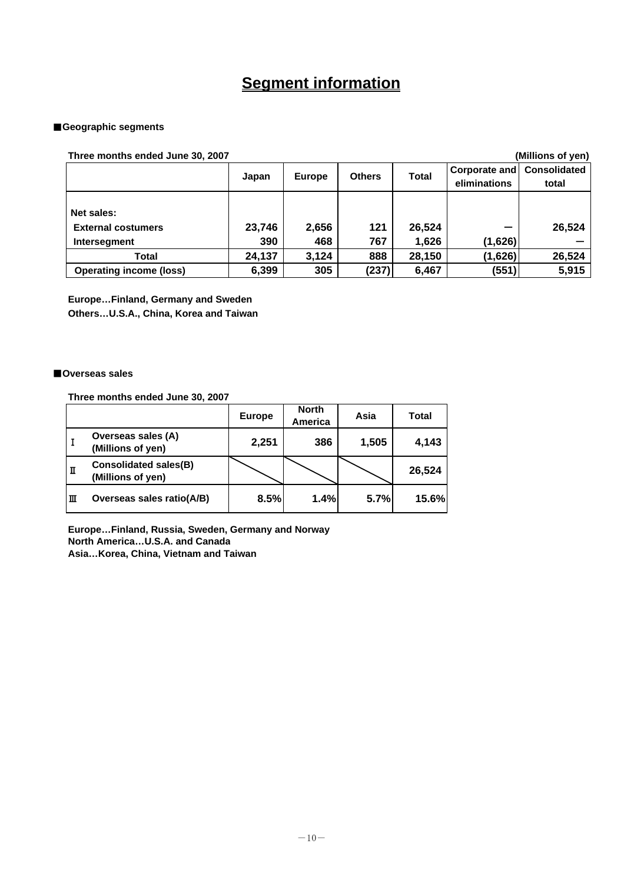# Segment information

■ **Geographic segments**

**Three months ended June 30, 2007** **(Millions of yen)**

| | Japan | Europe | Others | Total | Corporate and eliminations | Consolidated total |
|---|---|---|---|---|---|---|
| Net sales: | | | | | | |
| External costumers | 23,746 | 2,656 | 121 | 26,524 | ― | 26,524 |
| Intersegment | 390 | 468 | 767 | 1,626 | (1,626) | ― |
| Total | 24,137 | 3,124 | 888 | 28,150 | (1,626) | 26,524 |
| Operating income (loss) | 6,399 | 305 | (237) | 6,467 | (551) | 5,915 |

**Europe…Finland, Germany and Sweden**
**Others…U.S.A., China, Korea and Taiwan**

■ **Overseas sales**

**Three months ended June 30, 2007**

| | | Europe | North America | Asia | Total |
|---|---|---|---|---|---|
| Ⅰ | Overseas sales (A) (Millions of yen) | 2,251 | 386 | 1,505 | 4,143 |
| Ⅱ | Consolidated sales(B) (Millions of yen) | | | | 26,524 |
| Ⅲ | Overseas sales ratio(A/B) | 8.5% | 1.4% | 5.7% | 15.6% |

**Europe…Finland, Russia, Sweden, Germany and Norway**
**North America…U.S.A. and Canada**
**Asia…Korea, China, Vietnam and Taiwan**